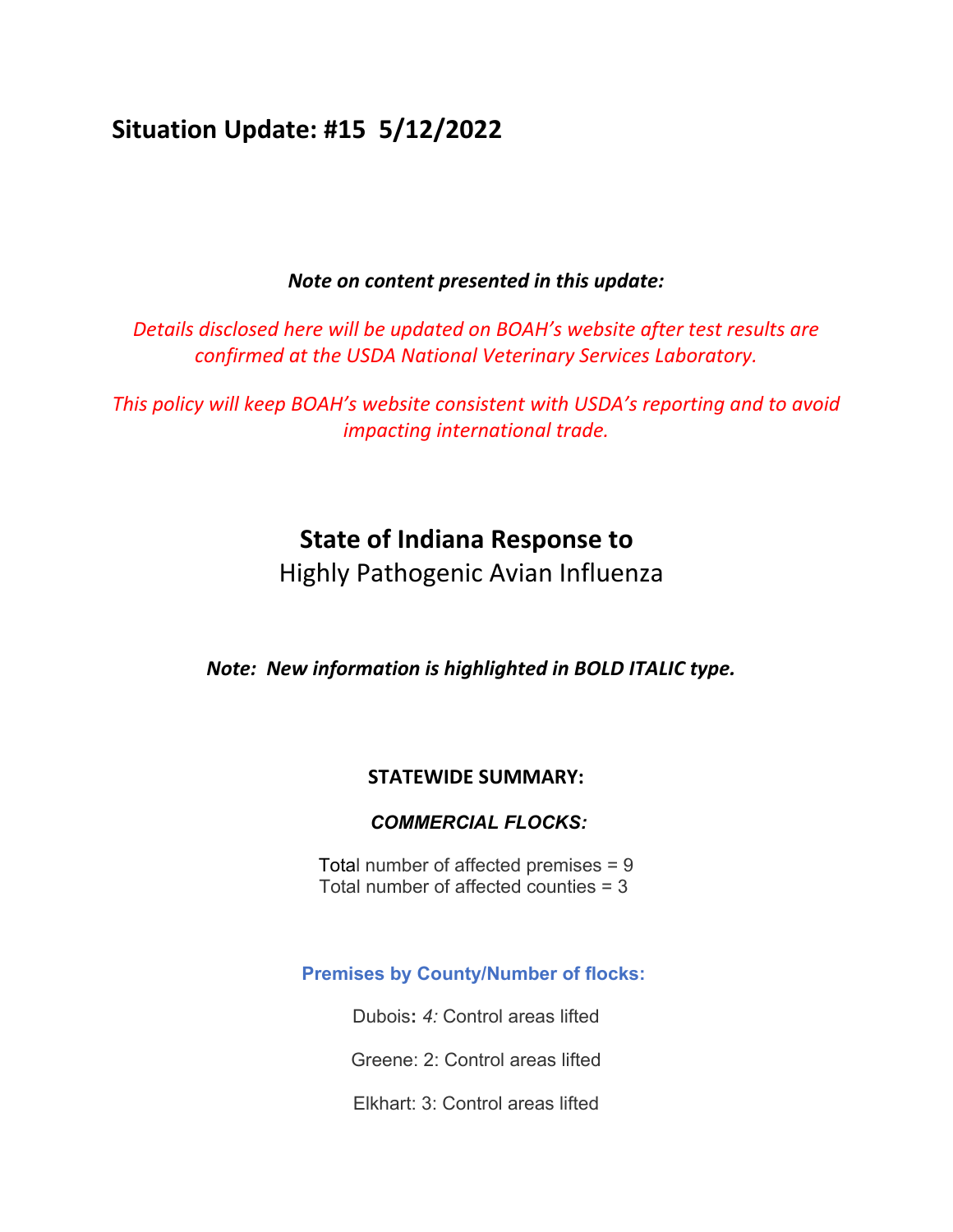## Situation Update: #15 5/12/2022

***Note on content presented in this update:***

*Details disclosed here will be updated on BOAH's website after test results are confirmed at the USDA National Veterinary Services Laboratory.*

*This policy will keep BOAH's website consistent with USDA's reporting and to avoid impacting international trade.*

# State of Indiana Response to

Highly Pathogenic Avian Influenza

***Note: New information is highlighted in BOLD ITALIC type.***

**STATEWIDE SUMMARY:**

***COMMERCIAL FLOCKS:***

Total number of affected premises = 9
Total number of affected counties = 3

**Premises by County/Number of flocks:**

Dubois**:** *4:* Control areas lifted

Greene: 2: Control areas lifted

Elkhart: 3: Control areas lifted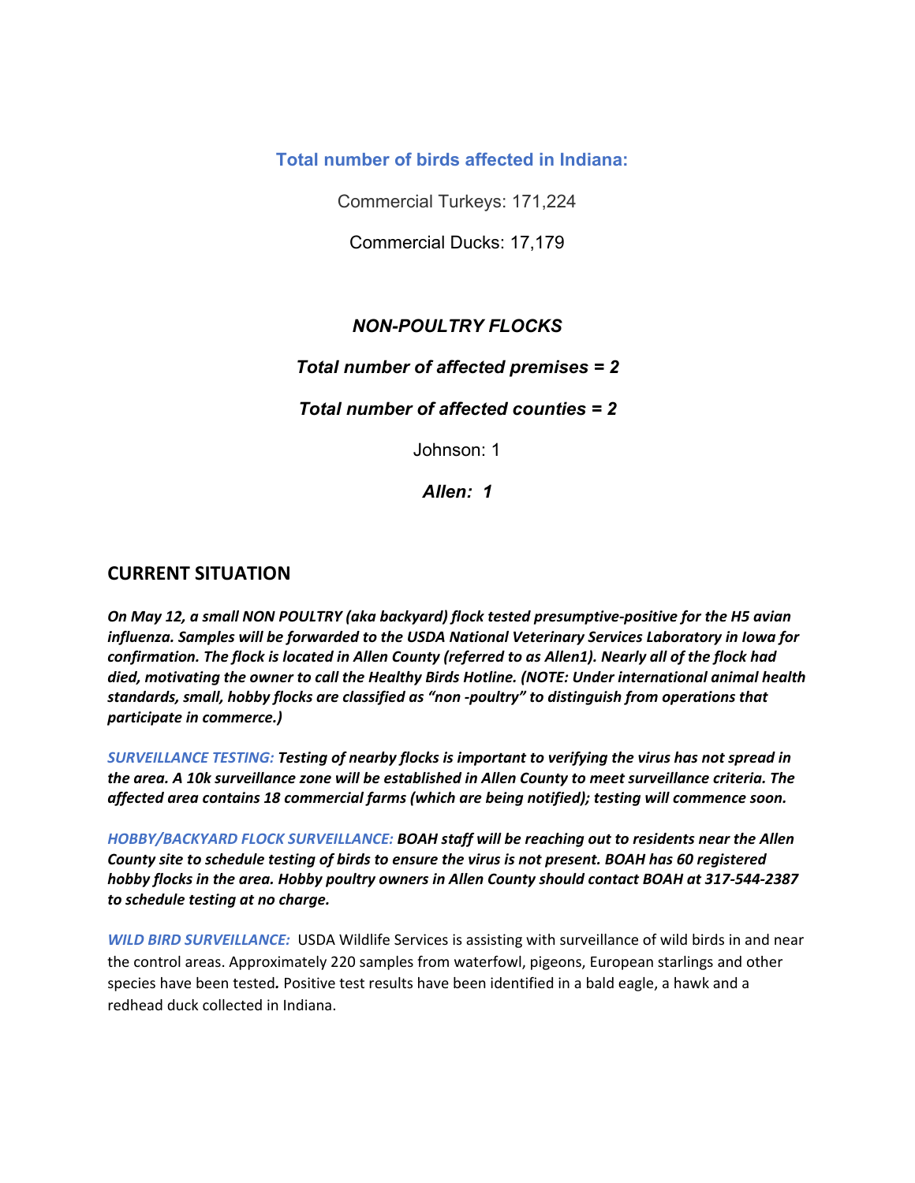### Total number of birds affected in Indiana:

Commercial Turkeys: 171,224

Commercial Ducks: 17,179

***NON-POULTRY FLOCKS***

***Total number of affected premises = 2***

***Total number of affected counties = 2***

Johnson: 1

***Allen: 1***

## CURRENT SITUATION

***On May 12, a small NON POULTRY (aka backyard) flock tested presumptive-positive for the H5 avian influenza. Samples will be forwarded to the USDA National Veterinary Services Laboratory in Iowa for confirmation. The flock is located in Allen County (referred to as Allen1). Nearly all of the flock had died, motivating the owner to call the Healthy Birds Hotline. (NOTE: Under international animal health standards, small, hobby flocks are classified as "non -poultry" to distinguish from operations that participate in commerce.)***

*SURVEILLANCE TESTING:* ***Testing of nearby flocks is important to verifying the virus has not spread in the area. A 10k surveillance zone will be established in Allen County to meet surveillance criteria. The affected area contains 18 commercial farms (which are being notified); testing will commence soon.***

*HOBBY/BACKYARD FLOCK SURVEILLANCE:* ***BOAH staff will be reaching out to residents near the Allen County site to schedule testing of birds to ensure the virus is not present. BOAH has 60 registered hobby flocks in the area. Hobby poultry owners in Allen County should contact BOAH at 317-544-2387 to schedule testing at no charge.***

*WILD BIRD SURVEILLANCE:* USDA Wildlife Services is assisting with surveillance of wild birds in and near the control areas. Approximately 220 samples from waterfowl, pigeons, European starlings and other species have been tested**.** Positive test results have been identified in a bald eagle, a hawk and a redhead duck collected in Indiana.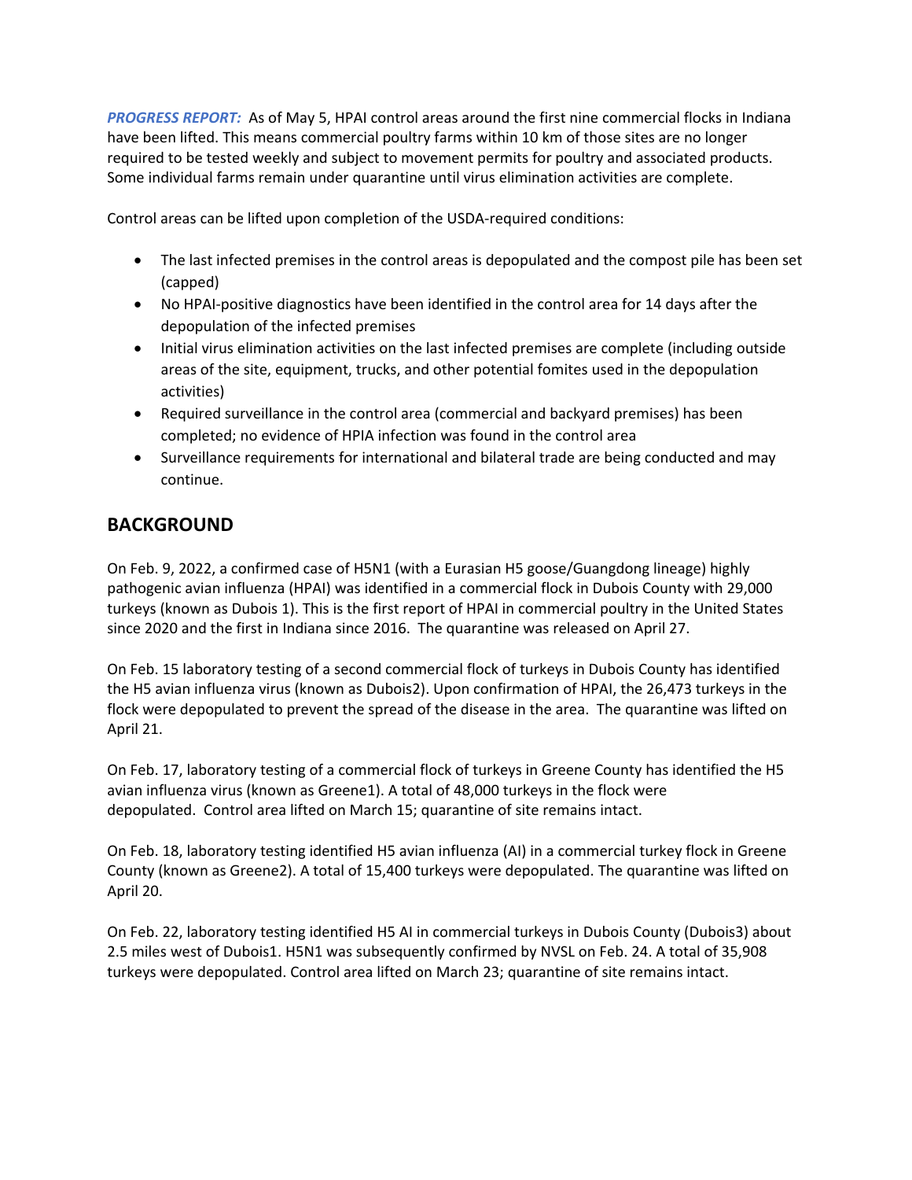***PROGRESS REPORT:*** As of May 5, HPAI control areas around the first nine commercial flocks in Indiana have been lifted. This means commercial poultry farms within 10 km of those sites are no longer required to be tested weekly and subject to movement permits for poultry and associated products. Some individual farms remain under quarantine until virus elimination activities are complete.

Control areas can be lifted upon completion of the USDA-required conditions:

- The last infected premises in the control areas is depopulated and the compost pile has been set (capped)
- No HPAI-positive diagnostics have been identified in the control area for 14 days after the depopulation of the infected premises
- Initial virus elimination activities on the last infected premises are complete (including outside areas of the site, equipment, trucks, and other potential fomites used in the depopulation activities)
- Required surveillance in the control area (commercial and backyard premises) has been completed; no evidence of HPIA infection was found in the control area
- Surveillance requirements for international and bilateral trade are being conducted and may continue.

## BACKGROUND

On Feb. 9, 2022, a confirmed case of H5N1 (with a Eurasian H5 goose/Guangdong lineage) highly pathogenic avian influenza (HPAI) was identified in a commercial flock in Dubois County with 29,000 turkeys (known as Dubois 1). This is the first report of HPAI in commercial poultry in the United States since 2020 and the first in Indiana since 2016. The quarantine was released on April 27.

On Feb. 15 laboratory testing of a second commercial flock of turkeys in Dubois County has identified the H5 avian influenza virus (known as Dubois2). Upon confirmation of HPAI, the 26,473 turkeys in the flock were depopulated to prevent the spread of the disease in the area. The quarantine was lifted on April 21.

On Feb. 17, laboratory testing of a commercial flock of turkeys in Greene County has identified the H5 avian influenza virus (known as Greene1). A total of 48,000 turkeys in the flock were depopulated. Control area lifted on March 15; quarantine of site remains intact.

On Feb. 18, laboratory testing identified H5 avian influenza (AI) in a commercial turkey flock in Greene County (known as Greene2). A total of 15,400 turkeys were depopulated. The quarantine was lifted on April 20.

On Feb. 22, laboratory testing identified H5 AI in commercial turkeys in Dubois County (Dubois3) about 2.5 miles west of Dubois1. H5N1 was subsequently confirmed by NVSL on Feb. 24. A total of 35,908 turkeys were depopulated. Control area lifted on March 23; quarantine of site remains intact.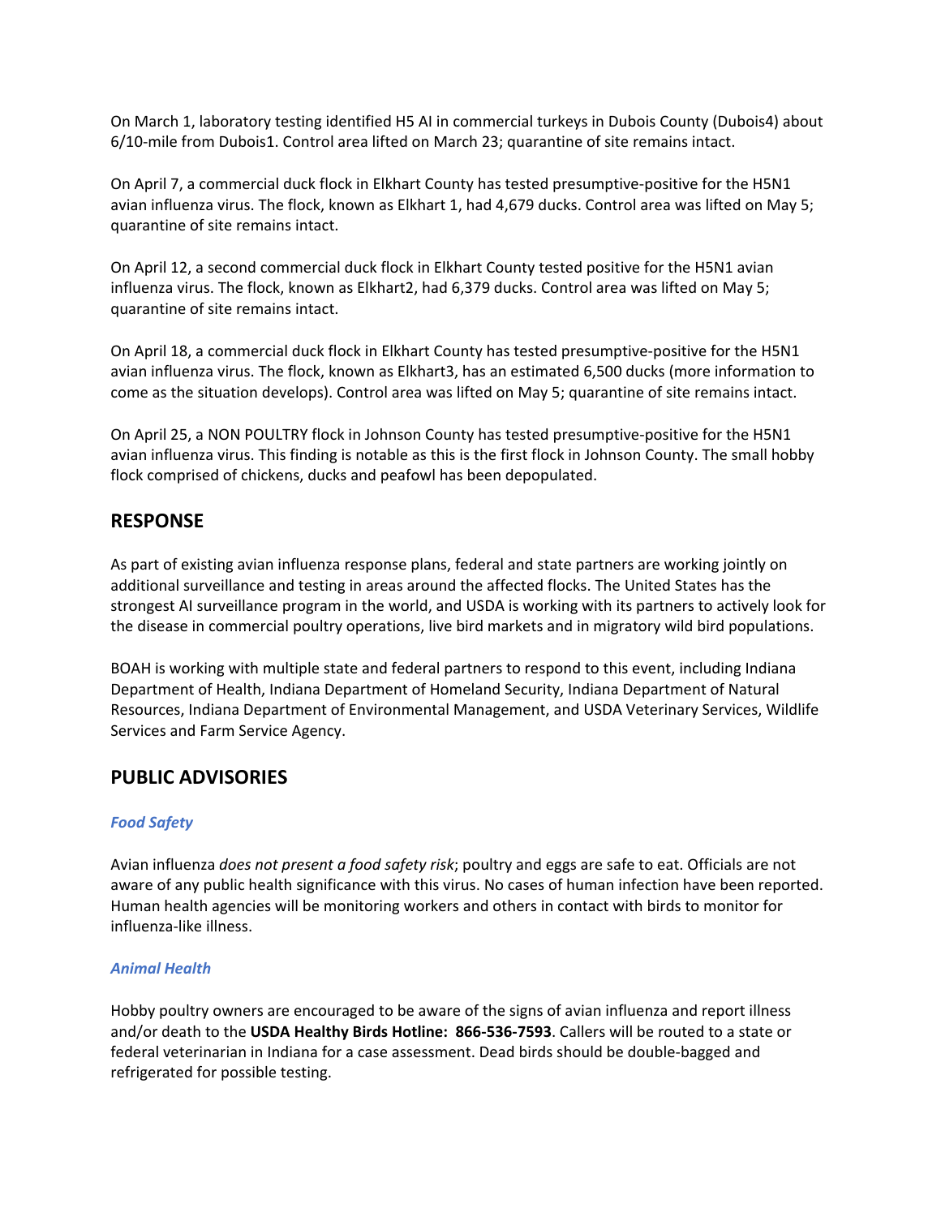On March 1, laboratory testing identified H5 AI in commercial turkeys in Dubois County (Dubois4) about 6/10-mile from Dubois1. Control area lifted on March 23; quarantine of site remains intact.

On April 7, a commercial duck flock in Elkhart County has tested presumptive-positive for the H5N1 avian influenza virus. The flock, known as Elkhart 1, had 4,679 ducks. Control area was lifted on May 5; quarantine of site remains intact.

On April 12, a second commercial duck flock in Elkhart County tested positive for the H5N1 avian influenza virus. The flock, known as Elkhart2, had 6,379 ducks. Control area was lifted on May 5; quarantine of site remains intact.

On April 18, a commercial duck flock in Elkhart County has tested presumptive-positive for the H5N1 avian influenza virus. The flock, known as Elkhart3, has an estimated 6,500 ducks (more information to come as the situation develops). Control area was lifted on May 5; quarantine of site remains intact.

On April 25, a NON POULTRY flock in Johnson County has tested presumptive-positive for the H5N1 avian influenza virus. This finding is notable as this is the first flock in Johnson County. The small hobby flock comprised of chickens, ducks and peafowl has been depopulated.

## RESPONSE

As part of existing avian influenza response plans, federal and state partners are working jointly on additional surveillance and testing in areas around the affected flocks. The United States has the strongest AI surveillance program in the world, and USDA is working with its partners to actively look for the disease in commercial poultry operations, live bird markets and in migratory wild bird populations.

BOAH is working with multiple state and federal partners to respond to this event, including Indiana Department of Health, Indiana Department of Homeland Security, Indiana Department of Natural Resources, Indiana Department of Environmental Management, and USDA Veterinary Services, Wildlife Services and Farm Service Agency.

## PUBLIC ADVISORIES

### *Food Safety*

Avian influenza *does not present a food safety risk*; poultry and eggs are safe to eat. Officials are not aware of any public health significance with this virus. No cases of human infection have been reported. Human health agencies will be monitoring workers and others in contact with birds to monitor for influenza-like illness.

### *Animal Health*

Hobby poultry owners are encouraged to be aware of the signs of avian influenza and report illness and/or death to the **USDA Healthy Birds Hotline: 866-536-7593**. Callers will be routed to a state or federal veterinarian in Indiana for a case assessment. Dead birds should be double-bagged and refrigerated for possible testing.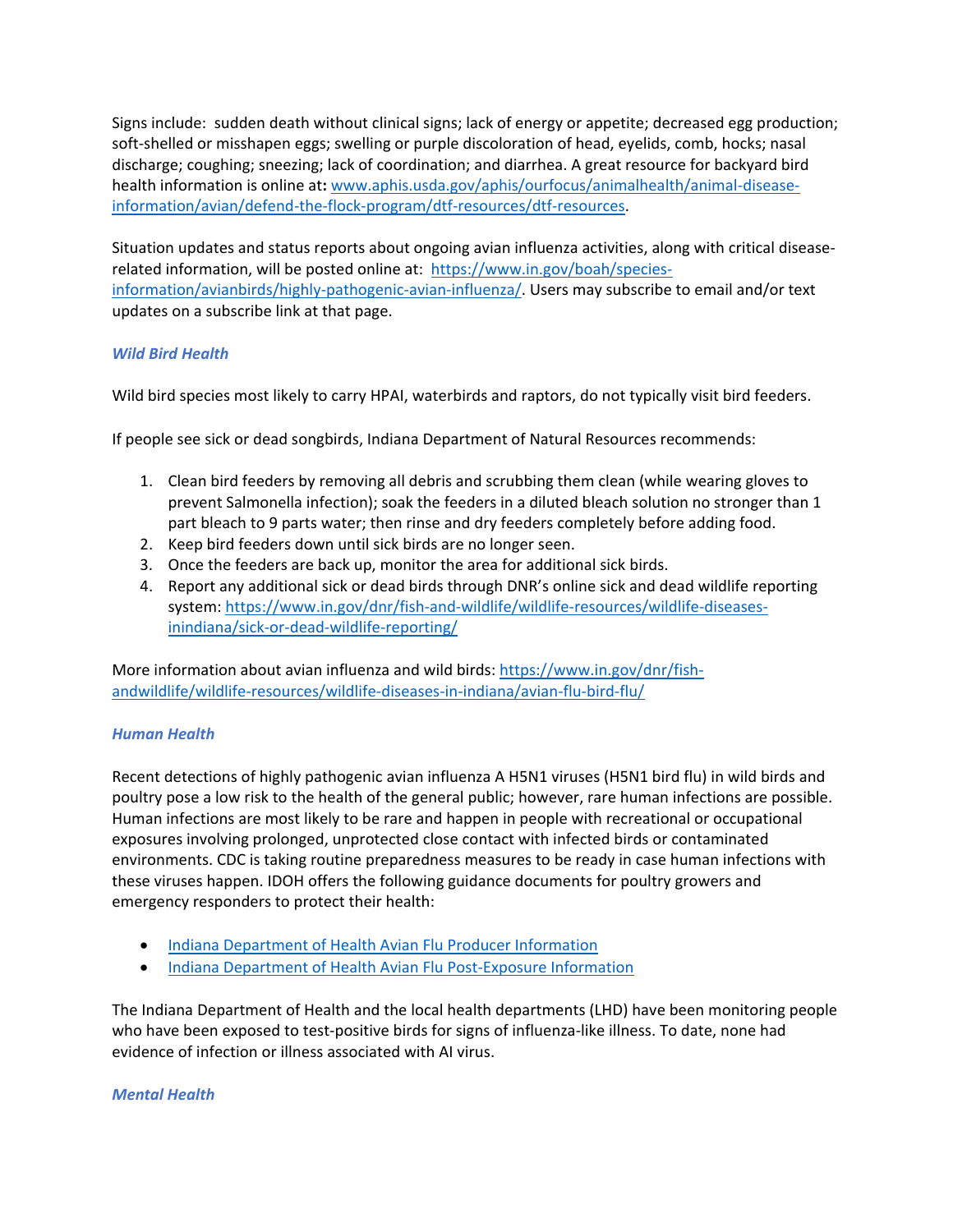Signs include: sudden death without clinical signs; lack of energy or appetite; decreased egg production; soft-shelled or misshapen eggs; swelling or purple discoloration of head, eyelids, comb, hocks; nasal discharge; coughing; sneezing; lack of coordination; and diarrhea. A great resource for backyard bird health information is online at**:** [www.aphis.usda.gov/aphis/ourfocus/animalhealth/animal-disease-information/avian/defend-the-flock-program/dtf-resources/dtf-resources](www.aphis.usda.gov/aphis/ourfocus/animalhealth/animal-disease-information/avian/defend-the-flock-program/dtf-resources/dtf-resources).

Situation updates and status reports about ongoing avian influenza activities, along with critical disease-related information, will be posted online at: [https://www.in.gov/boah/species-information/avianbirds/highly-pathogenic-avian-influenza/](https://www.in.gov/boah/species-information/avianbirds/highly-pathogenic-avian-influenza/). Users may subscribe to email and/or text updates on a subscribe link at that page.

### *Wild Bird Health*

Wild bird species most likely to carry HPAI, waterbirds and raptors, do not typically visit bird feeders.

If people see sick or dead songbirds, Indiana Department of Natural Resources recommends:

1. Clean bird feeders by removing all debris and scrubbing them clean (while wearing gloves to prevent Salmonella infection); soak the feeders in a diluted bleach solution no stronger than 1 part bleach to 9 parts water; then rinse and dry feeders completely before adding food.
2. Keep bird feeders down until sick birds are no longer seen.
3. Once the feeders are back up, monitor the area for additional sick birds.
4. Report any additional sick or dead birds through DNR's online sick and dead wildlife reporting system: [https://www.in.gov/dnr/fish-and-wildlife/wildlife-resources/wildlife-diseases-inindiana/sick-or-dead-wildlife-reporting/](https://www.in.gov/dnr/fish-and-wildlife/wildlife-resources/wildlife-diseases-inindiana/sick-or-dead-wildlife-reporting/)

More information about avian influenza and wild birds: [https://www.in.gov/dnr/fish-andwildlife/wildlife-resources/wildlife-diseases-in-indiana/avian-flu-bird-flu/](https://www.in.gov/dnr/fish-andwildlife/wildlife-resources/wildlife-diseases-in-indiana/avian-flu-bird-flu/)

### *Human Health*

Recent detections of highly pathogenic avian influenza A H5N1 viruses (H5N1 bird flu) in wild birds and poultry pose a low risk to the health of the general public; however, rare human infections are possible. Human infections are most likely to be rare and happen in people with recreational or occupational exposures involving prolonged, unprotected close contact with infected birds or contaminated environments. CDC is taking routine preparedness measures to be ready in case human infections with these viruses happen. IDOH offers the following guidance documents for poultry growers and emergency responders to protect their health:

- Indiana Department of Health Avian Flu Producer Information
- Indiana Department of Health Avian Flu Post-Exposure Information

The Indiana Department of Health and the local health departments (LHD) have been monitoring people who have been exposed to test-positive birds for signs of influenza-like illness. To date, none had evidence of infection or illness associated with AI virus.

### *Mental Health*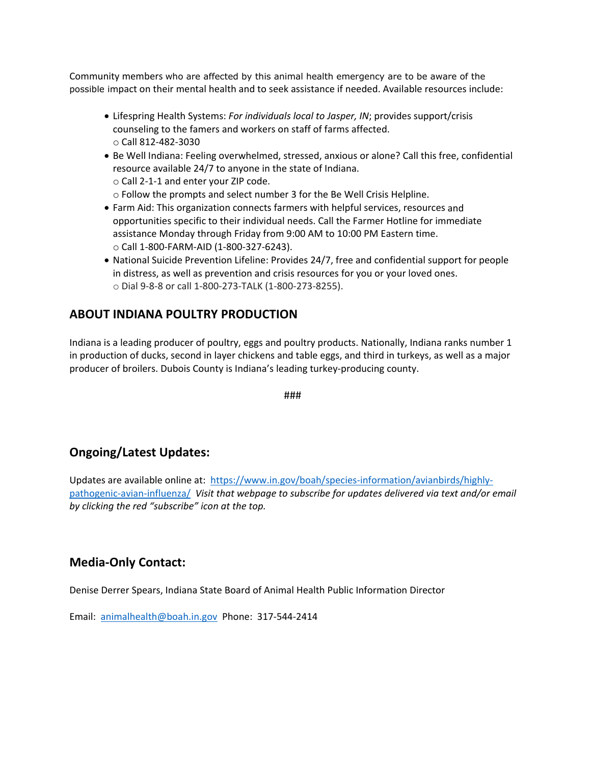Community members who are affected by this animal health emergency are to be aware of the possible impact on their mental health and to seek assistance if needed. Available resources include:

- Lifespring Health Systems: *For individuals local to Jasper, IN*; provides support/crisis counseling to the famers and workers on staff of farms affected.
  - Call 812-482-3030
- Be Well Indiana: Feeling overwhelmed, stressed, anxious or alone? Call this free, confidential resource available 24/7 to anyone in the state of Indiana.
  - Call 2-1-1 and enter your ZIP code.
  - Follow the prompts and select number 3 for the Be Well Crisis Helpline.
- Farm Aid: This organization connects farmers with helpful services, resources and opportunities specific to their individual needs. Call the Farmer Hotline for immediate assistance Monday through Friday from 9:00 AM to 10:00 PM Eastern time.
  - Call 1-800-FARM-AID (1-800-327-6243).
- National Suicide Prevention Lifeline: Provides 24/7, free and confidential support for people in distress, as well as prevention and crisis resources for you or your loved ones.
  - Dial 9-8-8 or call 1-800-273-TALK (1-800-273-8255).

## ABOUT INDIANA POULTRY PRODUCTION

Indiana is a leading producer of poultry, eggs and poultry products. Nationally, Indiana ranks number 1 in production of ducks, second in layer chickens and table eggs, and third in turkeys, as well as a major producer of broilers. Dubois County is Indiana's leading turkey-producing county.

###

## Ongoing/Latest Updates:

Updates are available online at: [https://www.in.gov/boah/species-information/avianbirds/highly-pathogenic-avian-influenza/](https://www.in.gov/boah/species-information/avianbirds/highly-pathogenic-avian-influenza/) *Visit that webpage to subscribe for updates delivered via text and/or email by clicking the red "subscribe" icon at the top.*

## Media-Only Contact:

Denise Derrer Spears, Indiana State Board of Animal Health Public Information Director

Email: [animalhealth@boah.in.gov](mailto:animalhealth@boah.in.gov) Phone: 317-544-2414